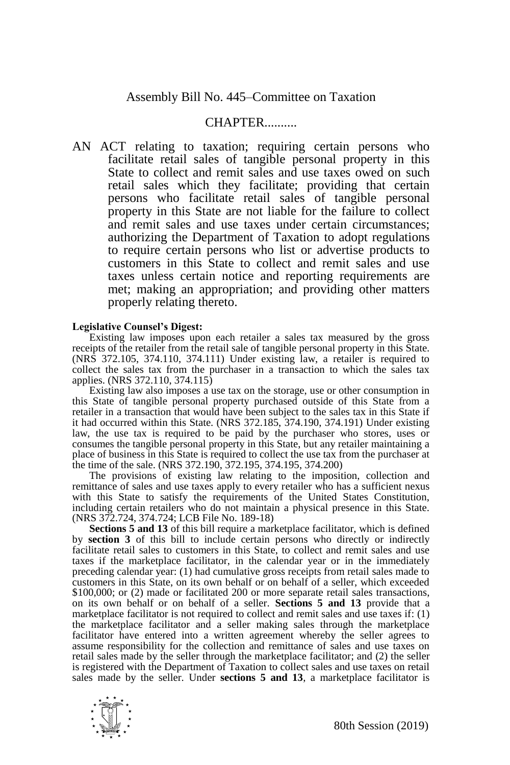Assembly Bill No. 445–Committee on Taxation

CHAPTER..........

AN ACT relating to taxation; requiring certain persons who facilitate retail sales of tangible personal property in this State to collect and remit sales and use taxes owed on such retail sales which they facilitate; providing that certain persons who facilitate retail sales of tangible personal property in this State are not liable for the failure to collect and remit sales and use taxes under certain circumstances; authorizing the Department of Taxation to adopt regulations to require certain persons who list or advertise products to customers in this State to collect and remit sales and use taxes unless certain notice and reporting requirements are met; making an appropriation; and providing other matters properly relating thereto.

**Legislative Counsel's Digest:**

Existing law imposes upon each retailer a sales tax measured by the gross receipts of the retailer from the retail sale of tangible personal property in this State. (NRS 372.105, 374.110, 374.111) Under existing law, a retailer is required to collect the sales tax from the purchaser in a transaction to which the sales tax applies. (NRS 372.110, 374.115)

Existing law also imposes a use tax on the storage, use or other consumption in this State of tangible personal property purchased outside of this State from a retailer in a transaction that would have been subject to the sales tax in this State if it had occurred within this State. (NRS 372.185, 374.190, 374.191) Under existing law, the use tax is required to be paid by the purchaser who stores, uses or consumes the tangible personal property in this State, but any retailer maintaining a place of business in this State is required to collect the use tax from the purchaser at the time of the sale. (NRS 372.190, 372.195, 374.195, 374.200)

The provisions of existing law relating to the imposition, collection and remittance of sales and use taxes apply to every retailer who has a sufficient nexus with this State to satisfy the requirements of the United States Constitution, including certain retailers who do not maintain a physical presence in this State. (NRS 372.724, 374.724; LCB File No. 189-18)

**Sections 5 and 13** of this bill require a marketplace facilitator, which is defined by **section 3** of this bill to include certain persons who directly or indirectly facilitate retail sales to customers in this State, to collect and remit sales and use taxes if the marketplace facilitator, in the calendar year or in the immediately preceding calendar year: (1) had cumulative gross receipts from retail sales made to customers in this State, on its own behalf or on behalf of a seller, which exceeded $100,000; or (2) made or facilitated 200 or more separate retail sales transactions, on its own behalf or on behalf of a seller. **Sections 5 and 13** provide that a marketplace facilitator is not required to collect and remit sales and use taxes if: (1) the marketplace facilitator and a seller making sales through the marketplace facilitator have entered into a written agreement whereby the seller agrees to assume responsibility for the collection and remittance of sales and use taxes on retail sales made by the seller through the marketplace facilitator; and (2) the seller is registered with the Department of Taxation to collect sales and use taxes on retail sales made by the seller. Under **sections 5 and 13**, a marketplace facilitator is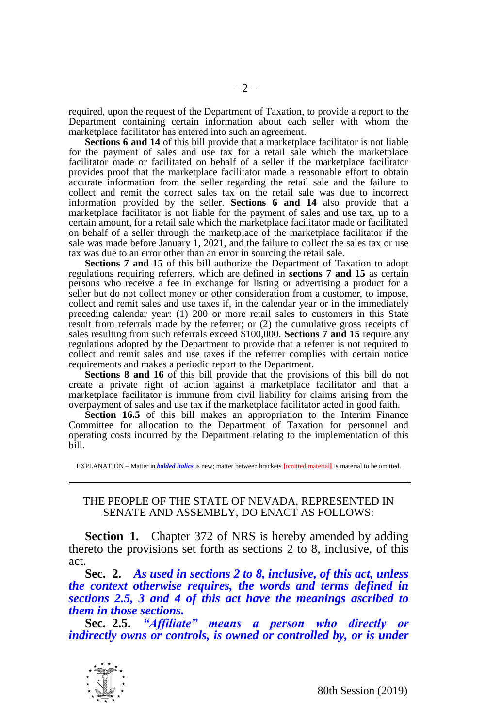required, upon the request of the Department of Taxation, to provide a report to the Department containing certain information about each seller with whom the marketplace facilitator has entered into such an agreement.

**Sections 6 and 14** of this bill provide that a marketplace facilitator is not liable for the payment of sales and use tax for a retail sale which the marketplace facilitator made or facilitated on behalf of a seller if the marketplace facilitator provides proof that the marketplace facilitator made a reasonable effort to obtain accurate information from the seller regarding the retail sale and the failure to collect and remit the correct sales tax on the retail sale was due to incorrect information provided by the seller. **Sections 6 and 14** also provide that a marketplace facilitator is not liable for the payment of sales and use tax, up to a certain amount, for a retail sale which the marketplace facilitator made or facilitated on behalf of a seller through the marketplace of the marketplace facilitator if the sale was made before January 1, 2021, and the failure to collect the sales tax or use tax was due to an error other than an error in sourcing the retail sale.

**Sections 7 and 15** of this bill authorize the Department of Taxation to adopt regulations requiring referrers, which are defined in **sections 7 and 15** as certain persons who receive a fee in exchange for listing or advertising a product for a seller but do not collect money or other consideration from a customer, to impose, collect and remit sales and use taxes if, in the calendar year or in the immediately preceding calendar year: (1) 200 or more retail sales to customers in this State result from referrals made by the referrer; or (2) the cumulative gross receipts of sales resulting from such referrals exceed $100,000. **Sections 7 and 15** require any regulations adopted by the Department to provide that a referrer is not required to collect and remit sales and use taxes if the referrer complies with certain notice requirements and makes a periodic report to the Department.

**Sections 8 and 16** of this bill provide that the provisions of this bill do not create a private right of action against a marketplace facilitator and that a marketplace facilitator is immune from civil liability for claims arising from the overpayment of sales and use tax if the marketplace facilitator acted in good faith.

**Section 16.5** of this bill makes an appropriation to the Interim Finance Committee for allocation to the Department of Taxation for personnel and operating costs incurred by the Department relating to the implementation of this bill.

EXPLANATION – Matter in ***bolded italics*** is new; matter between brackets [~~omitted material~~] is material to be omitted.

---

THE PEOPLE OF THE STATE OF NEVADA, REPRESENTED IN SENATE AND ASSEMBLY, DO ENACT AS FOLLOWS:

**Section 1.** Chapter 372 of NRS is hereby amended by adding thereto the provisions set forth as sections 2 to 8, inclusive, of this act.

**Sec. 2.** ***As used in sections 2 to 8, inclusive, of this act, unless the context otherwise requires, the words and terms defined in sections 2.5, 3 and 4 of this act have the meanings ascribed to them in those sections.***

**Sec. 2.5.** ***"Affiliate" means a person who directly or indirectly owns or controls, is owned or controlled by, or is under***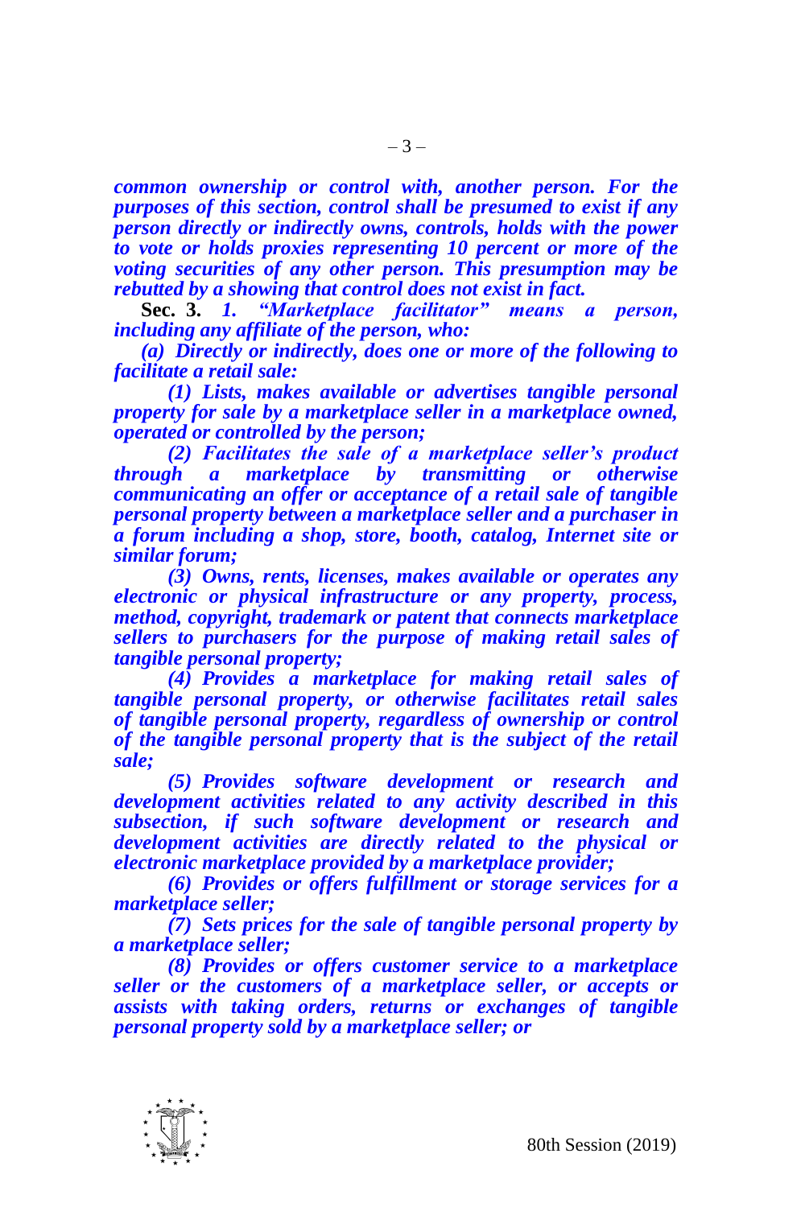***common ownership or control with, another person. For the purposes of this section, control shall be presumed to exist if any person directly or indirectly owns, controls, holds with the power to vote or holds proxies representing 10 percent or more of the voting securities of any other person. This presumption may be rebutted by a showing that control does not exist in fact.***

**Sec. 3.** ***1. "Marketplace facilitator" means a person, including any affiliate of the person, who:***

***(a) Directly or indirectly, does one or more of the following to facilitate a retail sale:***

***(1) Lists, makes available or advertises tangible personal property for sale by a marketplace seller in a marketplace owned, operated or controlled by the person;***

***(2) Facilitates the sale of a marketplace seller's product through a marketplace by transmitting or otherwise communicating an offer or acceptance of a retail sale of tangible personal property between a marketplace seller and a purchaser in a forum including a shop, store, booth, catalog, Internet site or similar forum;***

***(3) Owns, rents, licenses, makes available or operates any electronic or physical infrastructure or any property, process, method, copyright, trademark or patent that connects marketplace sellers to purchasers for the purpose of making retail sales of tangible personal property;***

***(4) Provides a marketplace for making retail sales of tangible personal property, or otherwise facilitates retail sales of tangible personal property, regardless of ownership or control of the tangible personal property that is the subject of the retail sale;***

***(5) Provides software development or research and development activities related to any activity described in this subsection, if such software development or research and development activities are directly related to the physical or electronic marketplace provided by a marketplace provider;***

***(6) Provides or offers fulfillment or storage services for a marketplace seller;***

***(7) Sets prices for the sale of tangible personal property by a marketplace seller;***

***(8) Provides or offers customer service to a marketplace seller or the customers of a marketplace seller, or accepts or assists with taking orders, returns or exchanges of tangible personal property sold by a marketplace seller; or***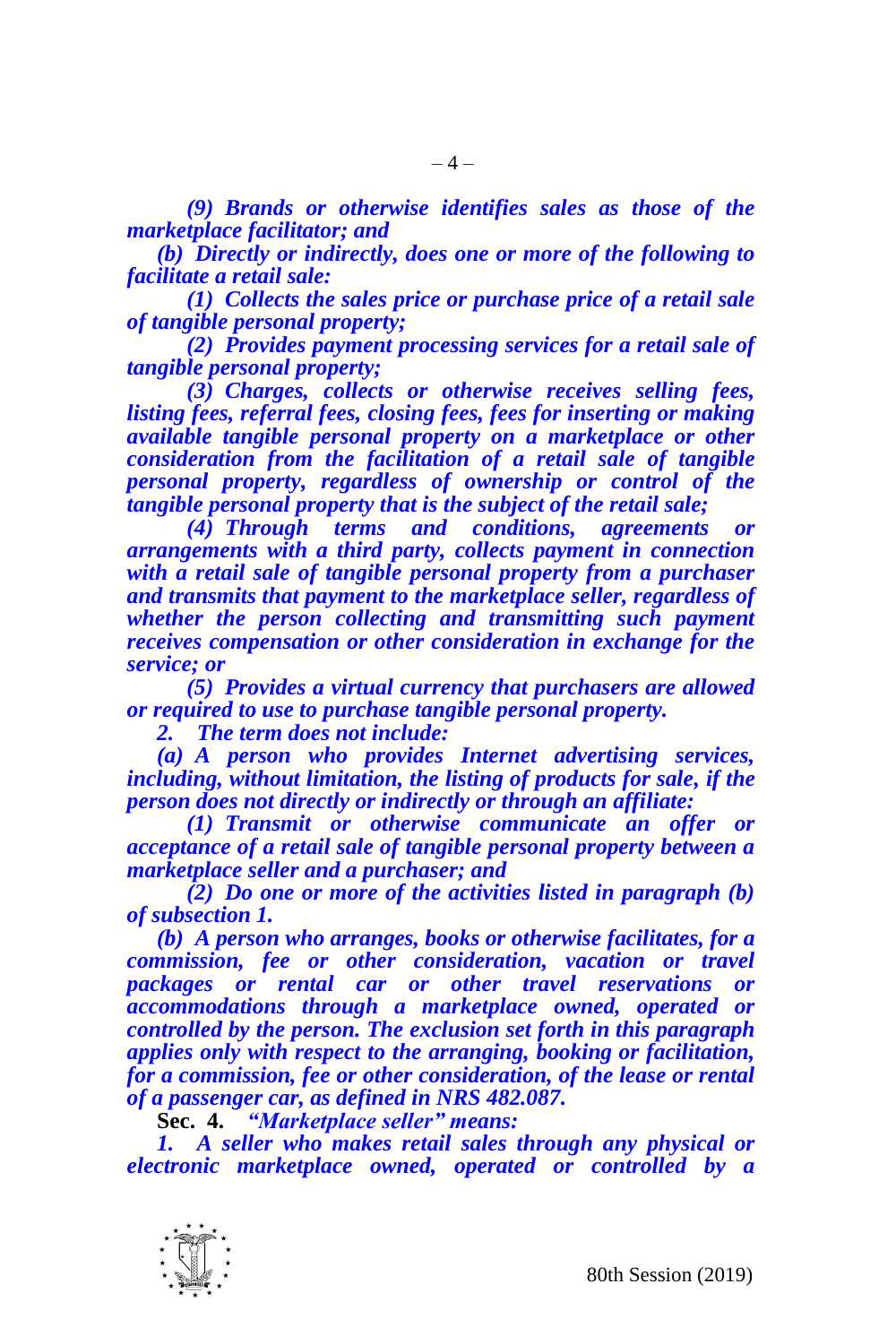*(9) Brands or otherwise identifies sales as those of the marketplace facilitator; and*

*(b) Directly or indirectly, does one or more of the following to facilitate a retail sale:*

*(1) Collects the sales price or purchase price of a retail sale of tangible personal property;*

*(2) Provides payment processing services for a retail sale of tangible personal property;*

*(3) Charges, collects or otherwise receives selling fees, listing fees, referral fees, closing fees, fees for inserting or making available tangible personal property on a marketplace or other consideration from the facilitation of a retail sale of tangible personal property, regardless of ownership or control of the tangible personal property that is the subject of the retail sale;*

*(4) Through terms and conditions, agreements or arrangements with a third party, collects payment in connection with a retail sale of tangible personal property from a purchaser and transmits that payment to the marketplace seller, regardless of whether the person collecting and transmitting such payment receives compensation or other consideration in exchange for the service; or*

*(5) Provides a virtual currency that purchasers are allowed or required to use to purchase tangible personal property.*

*2. The term does not include:*

*(a) A person who provides Internet advertising services, including, without limitation, the listing of products for sale, if the person does not directly or indirectly or through an affiliate:*

*(1) Transmit or otherwise communicate an offer or acceptance of a retail sale of tangible personal property between a marketplace seller and a purchaser; and*

*(2) Do one or more of the activities listed in paragraph (b) of subsection 1.*

*(b) A person who arranges, books or otherwise facilitates, for a commission, fee or other consideration, vacation or travel packages or rental car or other travel reservations or accommodations through a marketplace owned, operated or controlled by the person. The exclusion set forth in this paragraph applies only with respect to the arranging, booking or facilitation, for a commission, fee or other consideration, of the lease or rental of a passenger car, as defined in NRS 482.087.*

**Sec. 4.** *"Marketplace seller" means:*

*1. A seller who makes retail sales through any physical or electronic marketplace owned, operated or controlled by a*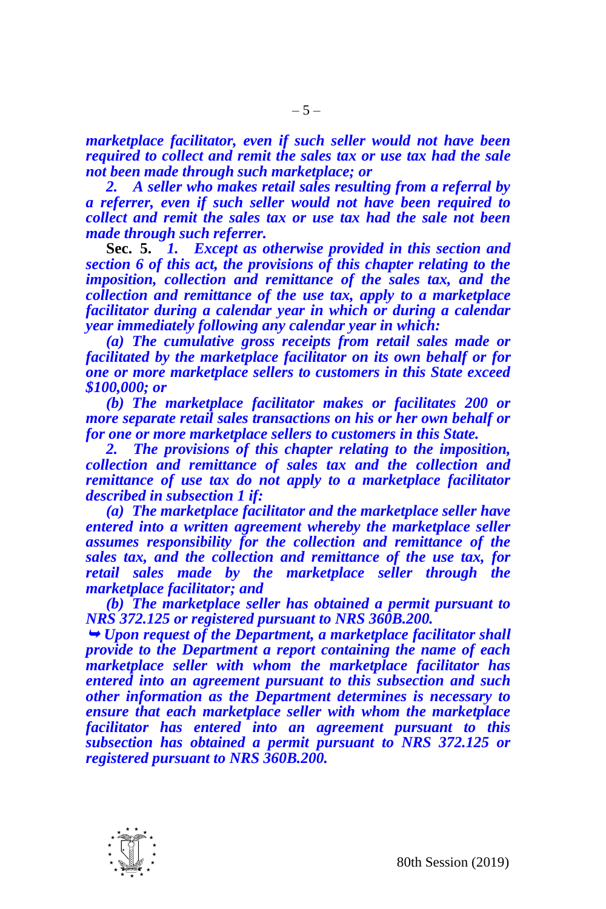*marketplace facilitator, even if such seller would not have been required to collect and remit the sales tax or use tax had the sale not been made through such marketplace; or*

*2. A seller who makes retail sales resulting from a referral by a referrer, even if such seller would not have been required to collect and remit the sales tax or use tax had the sale not been made through such referrer.*

**Sec. 5.** *1. Except as otherwise provided in this section and section 6 of this act, the provisions of this chapter relating to the imposition, collection and remittance of the sales tax, and the collection and remittance of the use tax, apply to a marketplace facilitator during a calendar year in which or during a calendar year immediately following any calendar year in which:*

*(a) The cumulative gross receipts from retail sales made or facilitated by the marketplace facilitator on its own behalf or for one or more marketplace sellers to customers in this State exceed $100,000; or*

*(b) The marketplace facilitator makes or facilitates 200 or more separate retail sales transactions on his or her own behalf or for one or more marketplace sellers to customers in this State.*

*2. The provisions of this chapter relating to the imposition, collection and remittance of sales tax and the collection and remittance of use tax do not apply to a marketplace facilitator described in subsection 1 if:*

*(a) The marketplace facilitator and the marketplace seller have entered into a written agreement whereby the marketplace seller assumes responsibility for the collection and remittance of the sales tax, and the collection and remittance of the use tax, for retail sales made by the marketplace seller through the marketplace facilitator; and*

*(b) The marketplace seller has obtained a permit pursuant to NRS 372.125 or registered pursuant to NRS 360B.200.*

*➥ Upon request of the Department, a marketplace facilitator shall provide to the Department a report containing the name of each marketplace seller with whom the marketplace facilitator has entered into an agreement pursuant to this subsection and such other information as the Department determines is necessary to ensure that each marketplace seller with whom the marketplace facilitator has entered into an agreement pursuant to this subsection has obtained a permit pursuant to NRS 372.125 or registered pursuant to NRS 360B.200.*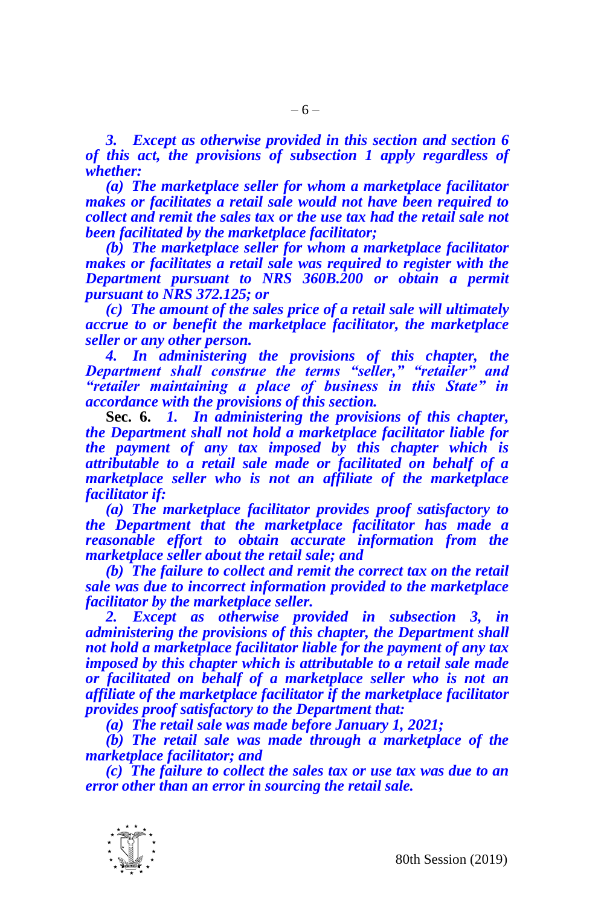***3. Except as otherwise provided in this section and section 6 of this act, the provisions of subsection 1 apply regardless of whether:***

***(a) The marketplace seller for whom a marketplace facilitator makes or facilitates a retail sale would not have been required to collect and remit the sales tax or the use tax had the retail sale not been facilitated by the marketplace facilitator;***

***(b) The marketplace seller for whom a marketplace facilitator makes or facilitates a retail sale was required to register with the Department pursuant to NRS 360B.200 or obtain a permit pursuant to NRS 372.125; or***

***(c) The amount of the sales price of a retail sale will ultimately accrue to or benefit the marketplace facilitator, the marketplace seller or any other person.***

***4. In administering the provisions of this chapter, the Department shall construe the terms "seller," "retailer" and "retailer maintaining a place of business in this State" in accordance with the provisions of this section.***

**Sec. 6.** ***1. In administering the provisions of this chapter, the Department shall not hold a marketplace facilitator liable for the payment of any tax imposed by this chapter which is attributable to a retail sale made or facilitated on behalf of a marketplace seller who is not an affiliate of the marketplace facilitator if:***

***(a) The marketplace facilitator provides proof satisfactory to the Department that the marketplace facilitator has made a reasonable effort to obtain accurate information from the marketplace seller about the retail sale; and***

***(b) The failure to collect and remit the correct tax on the retail sale was due to incorrect information provided to the marketplace facilitator by the marketplace seller.***

***2. Except as otherwise provided in subsection 3, in administering the provisions of this chapter, the Department shall not hold a marketplace facilitator liable for the payment of any tax imposed by this chapter which is attributable to a retail sale made or facilitated on behalf of a marketplace seller who is not an affiliate of the marketplace facilitator if the marketplace facilitator provides proof satisfactory to the Department that:***

***(a) The retail sale was made before January 1, 2021;***

***(b) The retail sale was made through a marketplace of the marketplace facilitator; and***

***(c) The failure to collect the sales tax or use tax was due to an error other than an error in sourcing the retail sale.***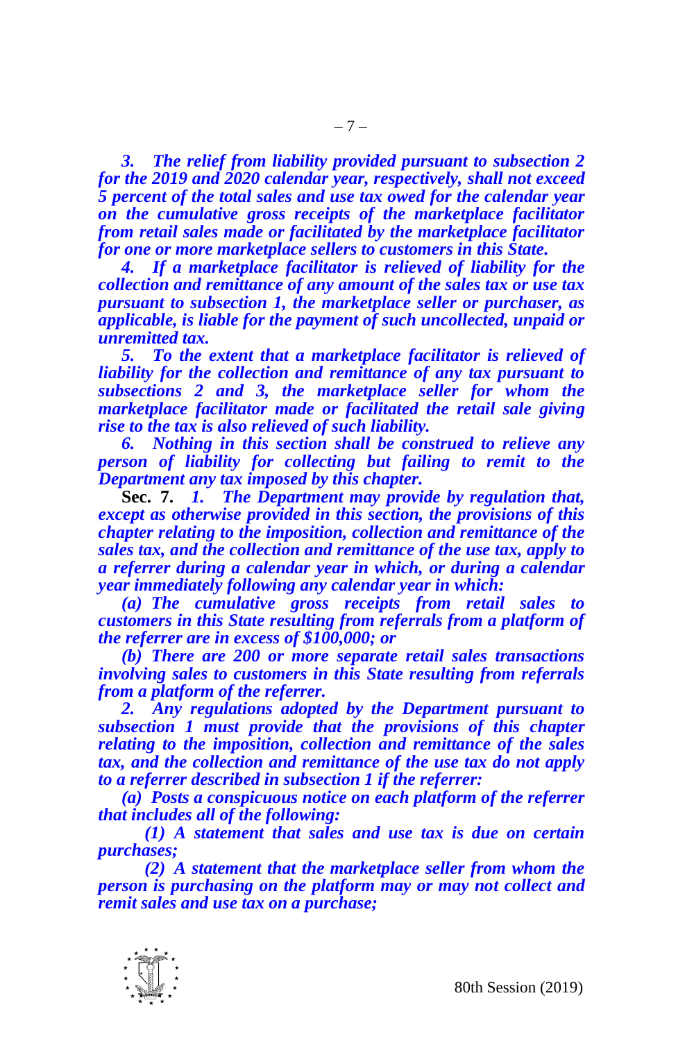*3. The relief from liability provided pursuant to subsection 2 for the 2019 and 2020 calendar year, respectively, shall not exceed 5 percent of the total sales and use tax owed for the calendar year on the cumulative gross receipts of the marketplace facilitator from retail sales made or facilitated by the marketplace facilitator for one or more marketplace sellers to customers in this State.*

*4. If a marketplace facilitator is relieved of liability for the collection and remittance of any amount of the sales tax or use tax pursuant to subsection 1, the marketplace seller or purchaser, as applicable, is liable for the payment of such uncollected, unpaid or unremitted tax.*

*5. To the extent that a marketplace facilitator is relieved of liability for the collection and remittance of any tax pursuant to subsections 2 and 3, the marketplace seller for whom the marketplace facilitator made or facilitated the retail sale giving rise to the tax is also relieved of such liability.*

*6. Nothing in this section shall be construed to relieve any person of liability for collecting but failing to remit to the Department any tax imposed by this chapter.*

**Sec. 7.** *1. The Department may provide by regulation that, except as otherwise provided in this section, the provisions of this chapter relating to the imposition, collection and remittance of the sales tax, and the collection and remittance of the use tax, apply to a referrer during a calendar year in which, or during a calendar year immediately following any calendar year in which:*

*(a) The cumulative gross receipts from retail sales to customers in this State resulting from referrals from a platform of the referrer are in excess of $100,000; or*

*(b) There are 200 or more separate retail sales transactions involving sales to customers in this State resulting from referrals from a platform of the referrer.*

*2. Any regulations adopted by the Department pursuant to subsection 1 must provide that the provisions of this chapter relating to the imposition, collection and remittance of the sales tax, and the collection and remittance of the use tax do not apply to a referrer described in subsection 1 if the referrer:*

*(a) Posts a conspicuous notice on each platform of the referrer that includes all of the following:*

*(1) A statement that sales and use tax is due on certain purchases;*

*(2) A statement that the marketplace seller from whom the person is purchasing on the platform may or may not collect and remit sales and use tax on a purchase;*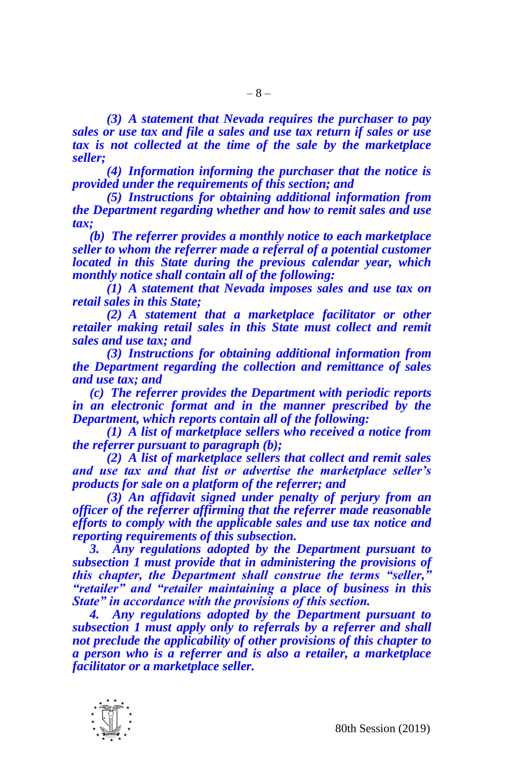***(3) A statement that Nevada requires the purchaser to pay sales or use tax and file a sales and use tax return if sales or use tax is not collected at the time of the sale by the marketplace seller;***

***(4) Information informing the purchaser that the notice is provided under the requirements of this section; and***

***(5) Instructions for obtaining additional information from the Department regarding whether and how to remit sales and use tax;***

***(b) The referrer provides a monthly notice to each marketplace seller to whom the referrer made a referral of a potential customer located in this State during the previous calendar year, which monthly notice shall contain all of the following:***

***(1) A statement that Nevada imposes sales and use tax on retail sales in this State;***

***(2) A statement that a marketplace facilitator or other retailer making retail sales in this State must collect and remit sales and use tax; and***

***(3) Instructions for obtaining additional information from the Department regarding the collection and remittance of sales and use tax; and***

***(c) The referrer provides the Department with periodic reports in an electronic format and in the manner prescribed by the Department, which reports contain all of the following:***

***(1) A list of marketplace sellers who received a notice from the referrer pursuant to paragraph (b);***

***(2) A list of marketplace sellers that collect and remit sales and use tax and that list or advertise the marketplace seller's products for sale on a platform of the referrer; and***

***(3) An affidavit signed under penalty of perjury from an officer of the referrer affirming that the referrer made reasonable efforts to comply with the applicable sales and use tax notice and reporting requirements of this subsection.***

***3. Any regulations adopted by the Department pursuant to subsection 1 must provide that in administering the provisions of this chapter, the Department shall construe the terms "seller," "retailer" and "retailer maintaining a place of business in this State" in accordance with the provisions of this section.***

***4. Any regulations adopted by the Department pursuant to subsection 1 must apply only to referrals by a referrer and shall not preclude the applicability of other provisions of this chapter to a person who is a referrer and is also a retailer, a marketplace facilitator or a marketplace seller.***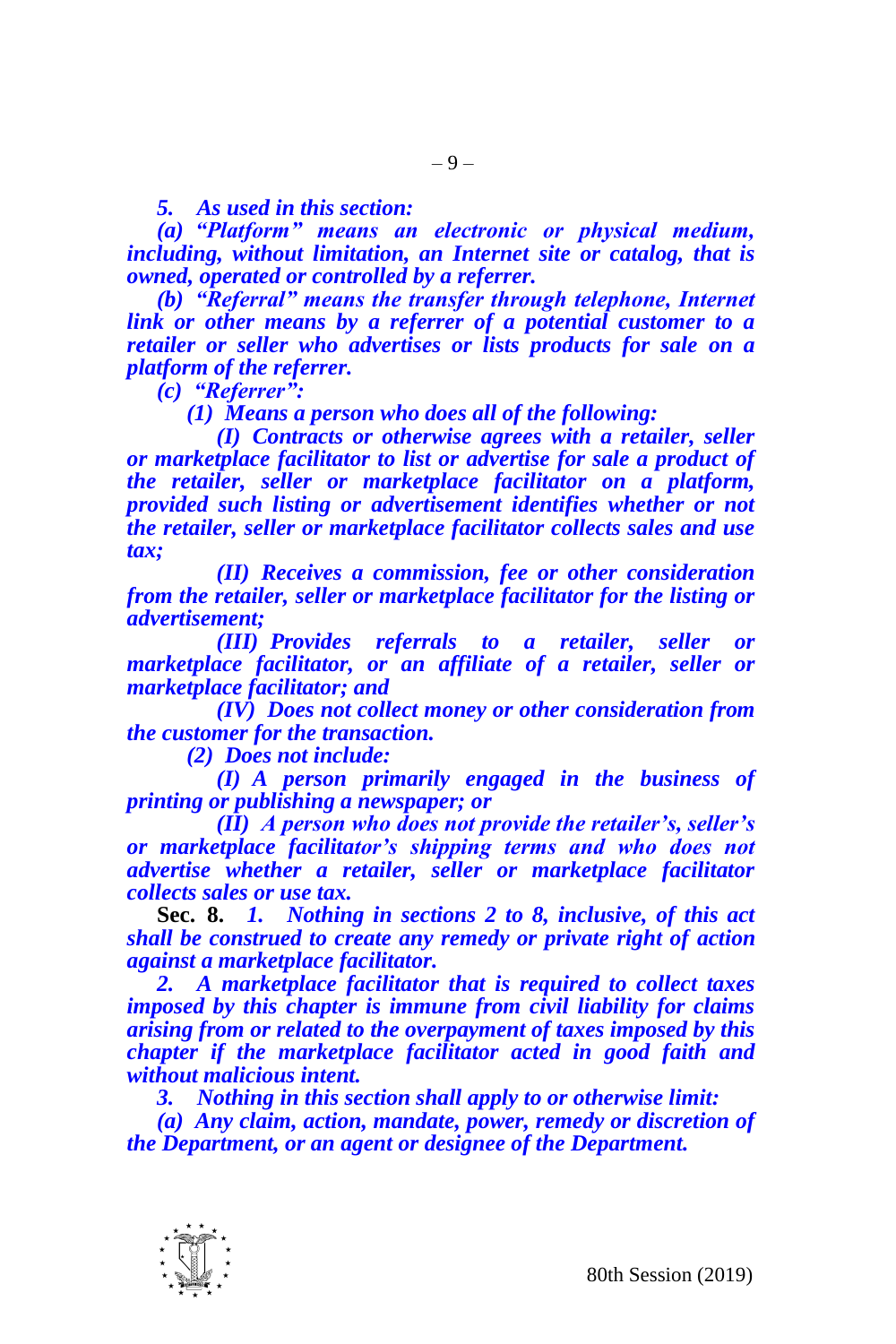***5. As used in this section:***

***(a) "Platform" means an electronic or physical medium, including, without limitation, an Internet site or catalog, that is owned, operated or controlled by a referrer.***

***(b) "Referral" means the transfer through telephone, Internet link or other means by a referrer of a potential customer to a retailer or seller who advertises or lists products for sale on a platform of the referrer.***

***(c) "Referrer":***

***(1) Means a person who does all of the following:***

***(I) Contracts or otherwise agrees with a retailer, seller or marketplace facilitator to list or advertise for sale a product of the retailer, seller or marketplace facilitator on a platform, provided such listing or advertisement identifies whether or not the retailer, seller or marketplace facilitator collects sales and use tax;***

***(II) Receives a commission, fee or other consideration from the retailer, seller or marketplace facilitator for the listing or advertisement;***

***(III) Provides referrals to a retailer, seller or marketplace facilitator, or an affiliate of a retailer, seller or marketplace facilitator; and***

***(IV) Does not collect money or other consideration from the customer for the transaction.***

***(2) Does not include:***

***(I) A person primarily engaged in the business of printing or publishing a newspaper; or***

***(II) A person who does not provide the retailer's, seller's or marketplace facilitator's shipping terms and who does not advertise whether a retailer, seller or marketplace facilitator collects sales or use tax.***

**Sec. 8.** ***1. Nothing in sections 2 to 8, inclusive, of this act shall be construed to create any remedy or private right of action against a marketplace facilitator.***

***2. A marketplace facilitator that is required to collect taxes imposed by this chapter is immune from civil liability for claims arising from or related to the overpayment of taxes imposed by this chapter if the marketplace facilitator acted in good faith and without malicious intent.***

***3. Nothing in this section shall apply to or otherwise limit:***

***(a) Any claim, action, mandate, power, remedy or discretion of the Department, or an agent or designee of the Department.***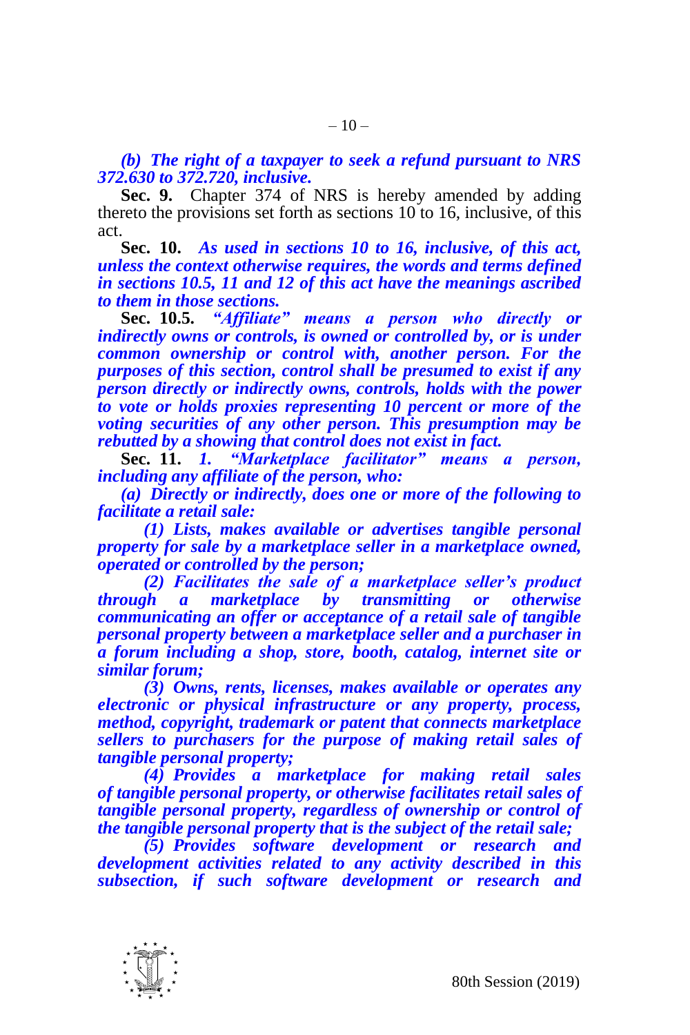*(b) The right of a taxpayer to seek a refund pursuant to NRS 372.630 to 372.720, inclusive.*

**Sec. 9.** Chapter 374 of NRS is hereby amended by adding thereto the provisions set forth as sections 10 to 16, inclusive, of this act.

**Sec. 10.** *As used in sections 10 to 16, inclusive, of this act, unless the context otherwise requires, the words and terms defined in sections 10.5, 11 and 12 of this act have the meanings ascribed to them in those sections.*

**Sec. 10.5.** *"Affiliate" means a person who directly or indirectly owns or controls, is owned or controlled by, or is under common ownership or control with, another person. For the purposes of this section, control shall be presumed to exist if any person directly or indirectly owns, controls, holds with the power to vote or holds proxies representing 10 percent or more of the voting securities of any other person. This presumption may be rebutted by a showing that control does not exist in fact.*

**Sec. 11.** *1. "Marketplace facilitator" means a person, including any affiliate of the person, who:*

*(a) Directly or indirectly, does one or more of the following to facilitate a retail sale:*

*(1) Lists, makes available or advertises tangible personal property for sale by a marketplace seller in a marketplace owned, operated or controlled by the person;*

*(2) Facilitates the sale of a marketplace seller's product through a marketplace by transmitting or otherwise communicating an offer or acceptance of a retail sale of tangible personal property between a marketplace seller and a purchaser in a forum including a shop, store, booth, catalog, internet site or similar forum;*

*(3) Owns, rents, licenses, makes available or operates any electronic or physical infrastructure or any property, process, method, copyright, trademark or patent that connects marketplace sellers to purchasers for the purpose of making retail sales of tangible personal property;*

*(4) Provides a marketplace for making retail sales of tangible personal property, or otherwise facilitates retail sales of tangible personal property, regardless of ownership or control of the tangible personal property that is the subject of the retail sale;*

*(5) Provides software development or research and development activities related to any activity described in this subsection, if such software development or research and*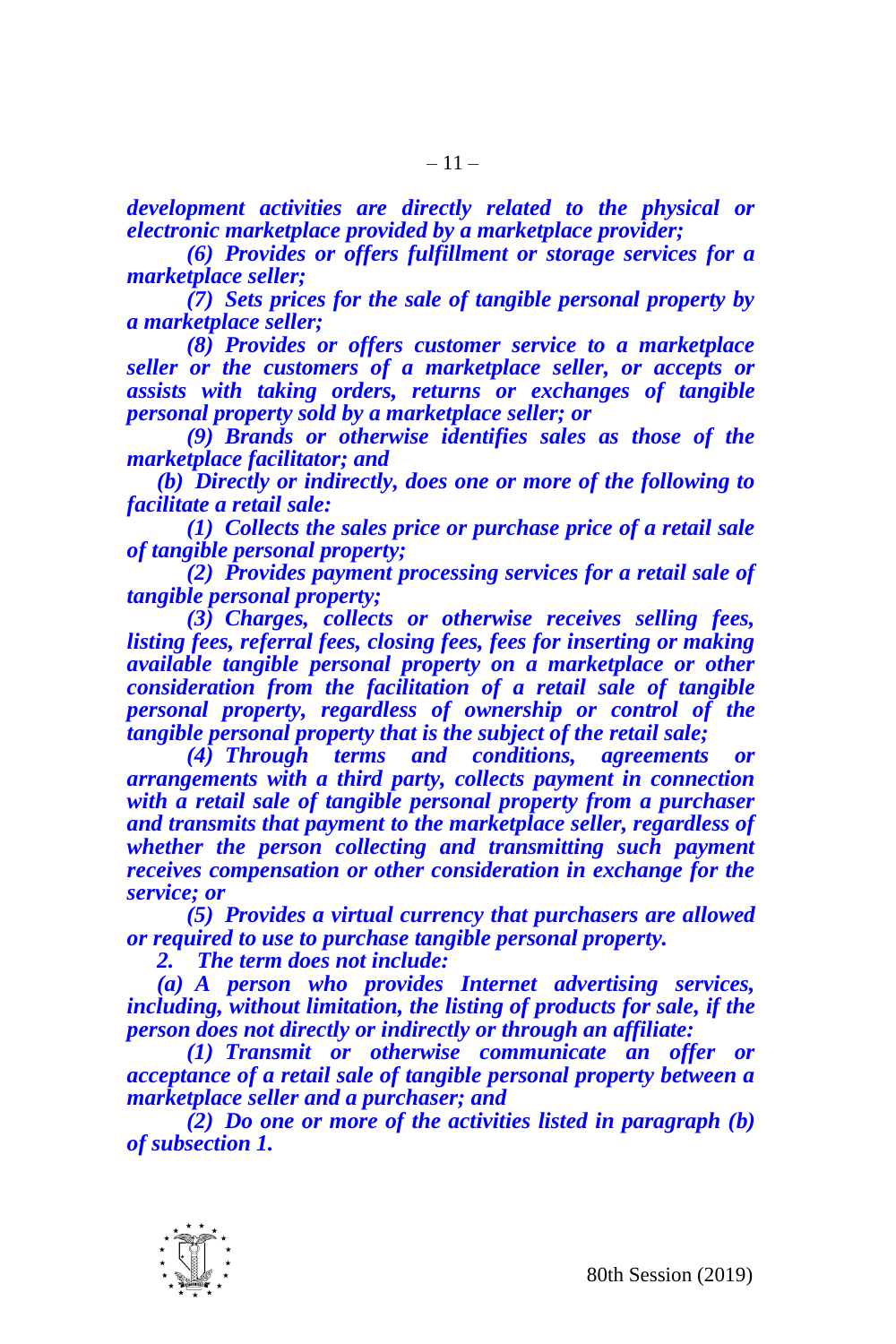*development activities are directly related to the physical or electronic marketplace provided by a marketplace provider;*

*(6) Provides or offers fulfillment or storage services for a marketplace seller;*

*(7) Sets prices for the sale of tangible personal property by a marketplace seller;*

*(8) Provides or offers customer service to a marketplace seller or the customers of a marketplace seller, or accepts or assists with taking orders, returns or exchanges of tangible personal property sold by a marketplace seller; or*

*(9) Brands or otherwise identifies sales as those of the marketplace facilitator; and*

*(b) Directly or indirectly, does one or more of the following to facilitate a retail sale:*

*(1) Collects the sales price or purchase price of a retail sale of tangible personal property;*

*(2) Provides payment processing services for a retail sale of tangible personal property;*

*(3) Charges, collects or otherwise receives selling fees, listing fees, referral fees, closing fees, fees for inserting or making available tangible personal property on a marketplace or other consideration from the facilitation of a retail sale of tangible personal property, regardless of ownership or control of the tangible personal property that is the subject of the retail sale;*

*(4) Through terms and conditions, agreements or arrangements with a third party, collects payment in connection with a retail sale of tangible personal property from a purchaser and transmits that payment to the marketplace seller, regardless of whether the person collecting and transmitting such payment receives compensation or other consideration in exchange for the service; or*

*(5) Provides a virtual currency that purchasers are allowed or required to use to purchase tangible personal property.*

*2. The term does not include:*

*(a) A person who provides Internet advertising services, including, without limitation, the listing of products for sale, if the person does not directly or indirectly or through an affiliate:*

*(1) Transmit or otherwise communicate an offer or acceptance of a retail sale of tangible personal property between a marketplace seller and a purchaser; and*

*(2) Do one or more of the activities listed in paragraph (b) of subsection 1.*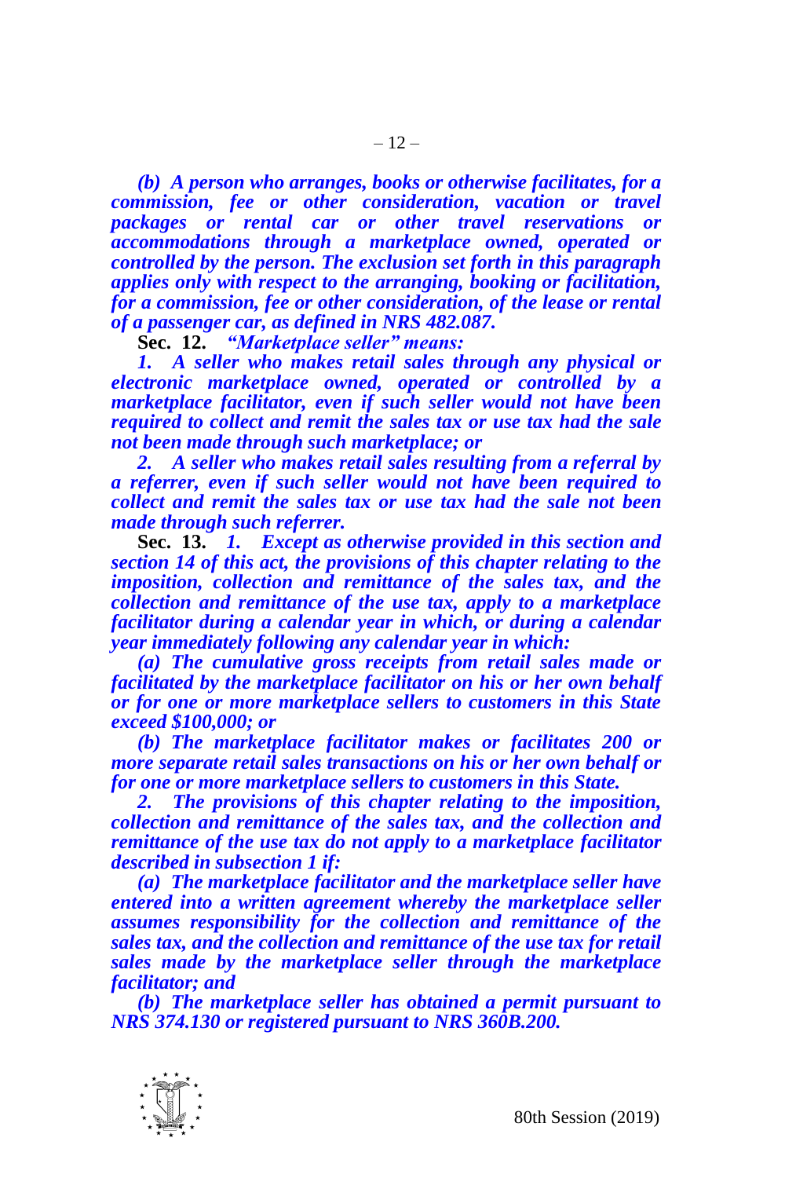***(b) A person who arranges, books or otherwise facilitates, for a commission, fee or other consideration, vacation or travel packages or rental car or other travel reservations or accommodations through a marketplace owned, operated or controlled by the person. The exclusion set forth in this paragraph applies only with respect to the arranging, booking or facilitation, for a commission, fee or other consideration, of the lease or rental of a passenger car, as defined in NRS 482.087.***

**Sec. 12.** ***"Marketplace seller" means:***

***1. A seller who makes retail sales through any physical or electronic marketplace owned, operated or controlled by a marketplace facilitator, even if such seller would not have been required to collect and remit the sales tax or use tax had the sale not been made through such marketplace; or***

***2. A seller who makes retail sales resulting from a referral by a referrer, even if such seller would not have been required to collect and remit the sales tax or use tax had the sale not been made through such referrer.***

**Sec. 13.** ***1. Except as otherwise provided in this section and section 14 of this act, the provisions of this chapter relating to the imposition, collection and remittance of the sales tax, and the collection and remittance of the use tax, apply to a marketplace facilitator during a calendar year in which, or during a calendar year immediately following any calendar year in which:***

***(a) The cumulative gross receipts from retail sales made or facilitated by the marketplace facilitator on his or her own behalf or for one or more marketplace sellers to customers in this State exceed $100,000; or***

***(b) The marketplace facilitator makes or facilitates 200 or more separate retail sales transactions on his or her own behalf or for one or more marketplace sellers to customers in this State.***

***2. The provisions of this chapter relating to the imposition, collection and remittance of the sales tax, and the collection and remittance of the use tax do not apply to a marketplace facilitator described in subsection 1 if:***

***(a) The marketplace facilitator and the marketplace seller have entered into a written agreement whereby the marketplace seller assumes responsibility for the collection and remittance of the sales tax, and the collection and remittance of the use tax for retail sales made by the marketplace seller through the marketplace facilitator; and***

***(b) The marketplace seller has obtained a permit pursuant to NRS 374.130 or registered pursuant to NRS 360B.200.***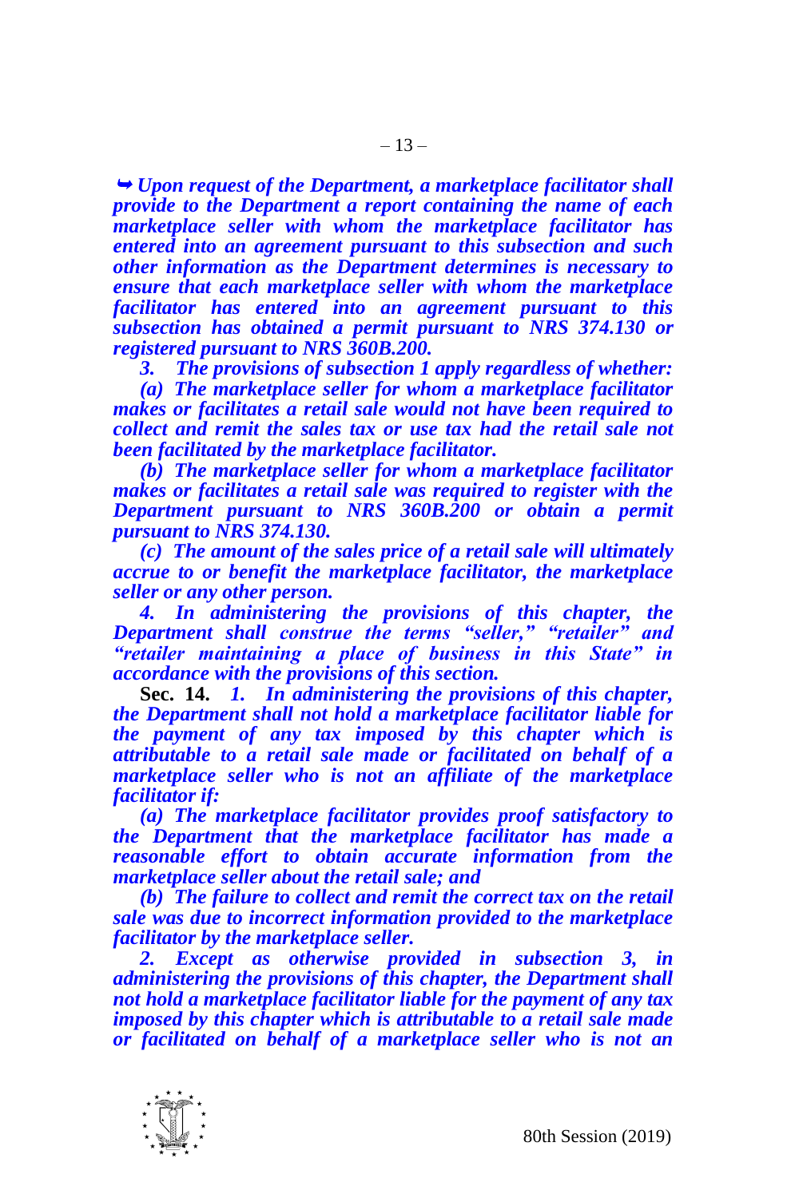*➥ Upon request of the Department, a marketplace facilitator shall provide to the Department a report containing the name of each marketplace seller with whom the marketplace facilitator has entered into an agreement pursuant to this subsection and such other information as the Department determines is necessary to ensure that each marketplace seller with whom the marketplace facilitator has entered into an agreement pursuant to this subsection has obtained a permit pursuant to NRS 374.130 or registered pursuant to NRS 360B.200.*

*3. The provisions of subsection 1 apply regardless of whether:*

*(a) The marketplace seller for whom a marketplace facilitator makes or facilitates a retail sale would not have been required to collect and remit the sales tax or use tax had the retail sale not been facilitated by the marketplace facilitator.*

*(b) The marketplace seller for whom a marketplace facilitator makes or facilitates a retail sale was required to register with the Department pursuant to NRS 360B.200 or obtain a permit pursuant to NRS 374.130.*

*(c) The amount of the sales price of a retail sale will ultimately accrue to or benefit the marketplace facilitator, the marketplace seller or any other person.*

*4. In administering the provisions of this chapter, the Department shall construe the terms "seller," "retailer" and "retailer maintaining a place of business in this State" in accordance with the provisions of this section.*

**Sec. 14.** *1. In administering the provisions of this chapter, the Department shall not hold a marketplace facilitator liable for the payment of any tax imposed by this chapter which is attributable to a retail sale made or facilitated on behalf of a marketplace seller who is not an affiliate of the marketplace facilitator if:*

*(a) The marketplace facilitator provides proof satisfactory to the Department that the marketplace facilitator has made a reasonable effort to obtain accurate information from the marketplace seller about the retail sale; and*

*(b) The failure to collect and remit the correct tax on the retail sale was due to incorrect information provided to the marketplace facilitator by the marketplace seller.*

*2. Except as otherwise provided in subsection 3, in administering the provisions of this chapter, the Department shall not hold a marketplace facilitator liable for the payment of any tax imposed by this chapter which is attributable to a retail sale made or facilitated on behalf of a marketplace seller who is not an*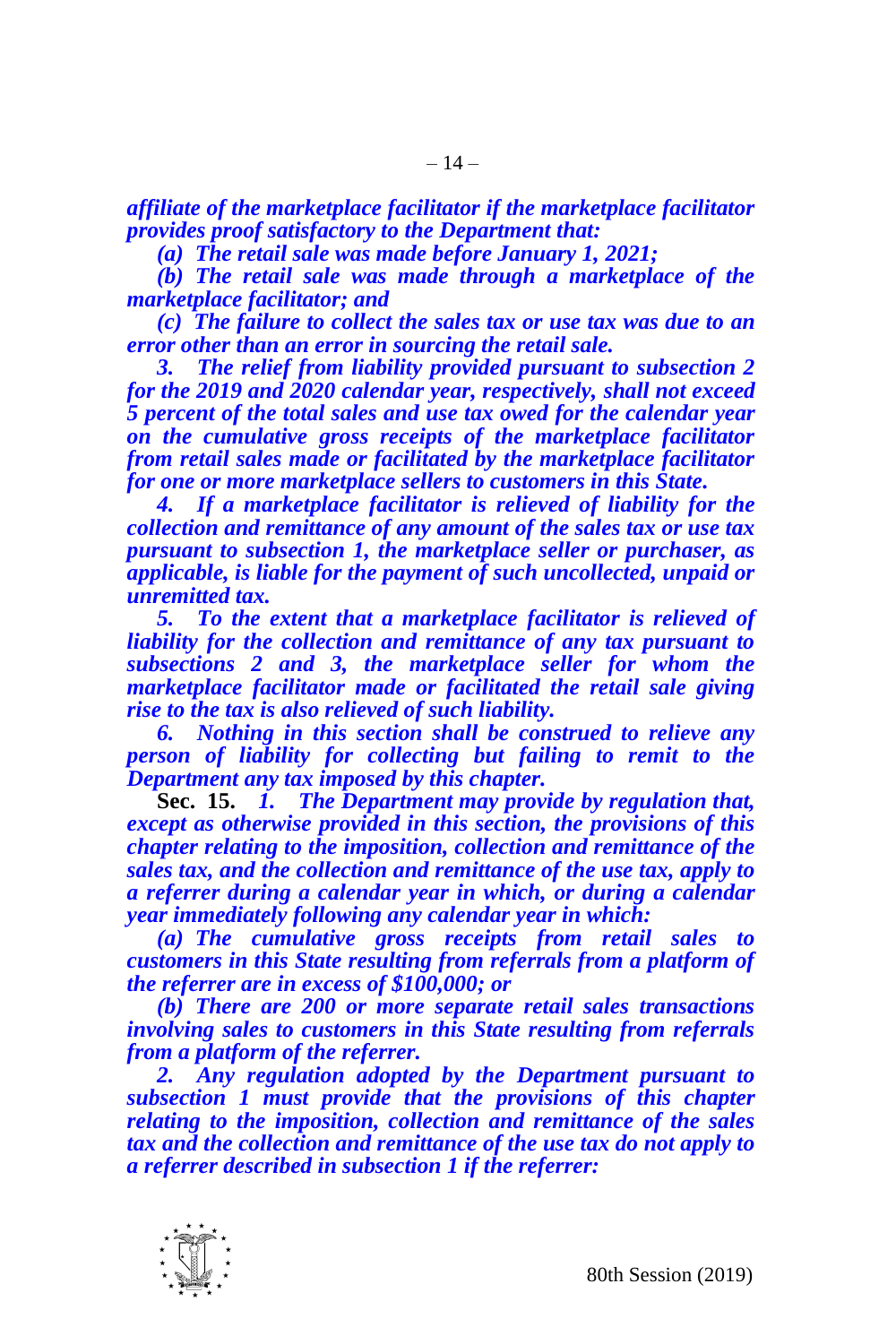***affiliate of the marketplace facilitator if the marketplace facilitator provides proof satisfactory to the Department that:***

***(a) The retail sale was made before January 1, 2021;***

***(b) The retail sale was made through a marketplace of the marketplace facilitator; and***

***(c) The failure to collect the sales tax or use tax was due to an error other than an error in sourcing the retail sale.***

***3. The relief from liability provided pursuant to subsection 2 for the 2019 and 2020 calendar year, respectively, shall not exceed 5 percent of the total sales and use tax owed for the calendar year on the cumulative gross receipts of the marketplace facilitator from retail sales made or facilitated by the marketplace facilitator for one or more marketplace sellers to customers in this State.***

***4. If a marketplace facilitator is relieved of liability for the collection and remittance of any amount of the sales tax or use tax pursuant to subsection 1, the marketplace seller or purchaser, as applicable, is liable for the payment of such uncollected, unpaid or unremitted tax.***

***5. To the extent that a marketplace facilitator is relieved of liability for the collection and remittance of any tax pursuant to subsections 2 and 3, the marketplace seller for whom the marketplace facilitator made or facilitated the retail sale giving rise to the tax is also relieved of such liability.***

***6. Nothing in this section shall be construed to relieve any person of liability for collecting but failing to remit to the Department any tax imposed by this chapter.***

**Sec. 15.** ***1. The Department may provide by regulation that, except as otherwise provided in this section, the provisions of this chapter relating to the imposition, collection and remittance of the sales tax, and the collection and remittance of the use tax, apply to a referrer during a calendar year in which, or during a calendar year immediately following any calendar year in which:***

***(a) The cumulative gross receipts from retail sales to customers in this State resulting from referrals from a platform of the referrer are in excess of $100,000; or***

***(b) There are 200 or more separate retail sales transactions involving sales to customers in this State resulting from referrals from a platform of the referrer.***

***2. Any regulation adopted by the Department pursuant to subsection 1 must provide that the provisions of this chapter relating to the imposition, collection and remittance of the sales tax and the collection and remittance of the use tax do not apply to a referrer described in subsection 1 if the referrer:***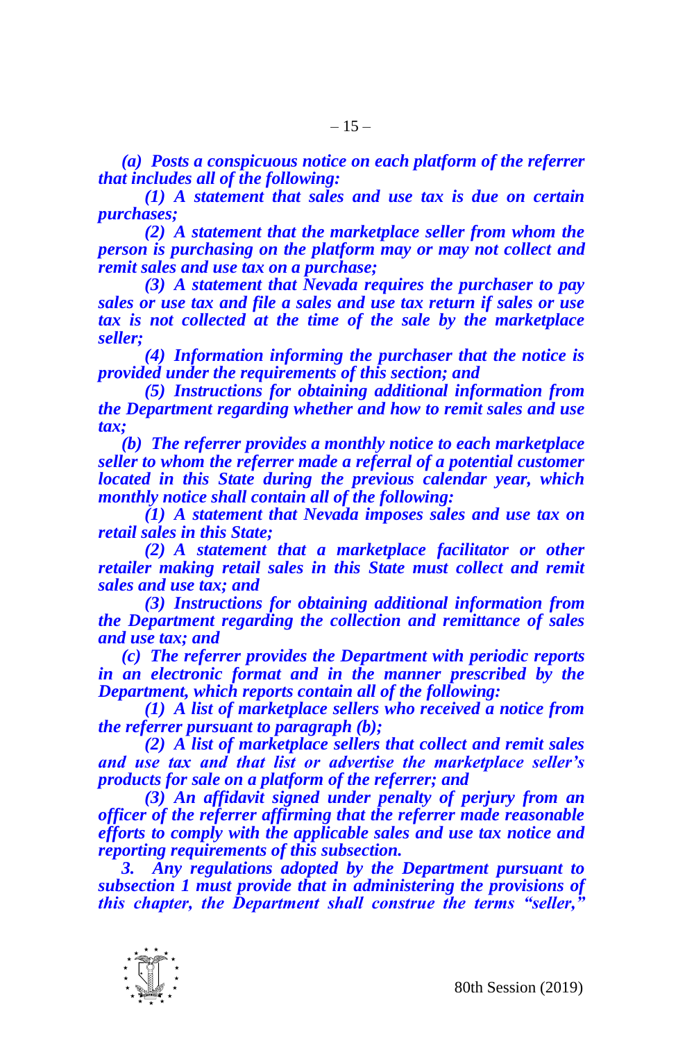***(a) Posts a conspicuous notice on each platform of the referrer that includes all of the following:***

***(1) A statement that sales and use tax is due on certain purchases;***

***(2) A statement that the marketplace seller from whom the person is purchasing on the platform may or may not collect and remit sales and use tax on a purchase;***

***(3) A statement that Nevada requires the purchaser to pay sales or use tax and file a sales and use tax return if sales or use tax is not collected at the time of the sale by the marketplace seller;***

***(4) Information informing the purchaser that the notice is provided under the requirements of this section; and***

***(5) Instructions for obtaining additional information from the Department regarding whether and how to remit sales and use tax;***

***(b) The referrer provides a monthly notice to each marketplace seller to whom the referrer made a referral of a potential customer located in this State during the previous calendar year, which monthly notice shall contain all of the following:***

***(1) A statement that Nevada imposes sales and use tax on retail sales in this State;***

***(2) A statement that a marketplace facilitator or other retailer making retail sales in this State must collect and remit sales and use tax; and***

***(3) Instructions for obtaining additional information from the Department regarding the collection and remittance of sales and use tax; and***

***(c) The referrer provides the Department with periodic reports in an electronic format and in the manner prescribed by the Department, which reports contain all of the following:***

***(1) A list of marketplace sellers who received a notice from the referrer pursuant to paragraph (b);***

***(2) A list of marketplace sellers that collect and remit sales and use tax and that list or advertise the marketplace seller's products for sale on a platform of the referrer; and***

***(3) An affidavit signed under penalty of perjury from an officer of the referrer affirming that the referrer made reasonable efforts to comply with the applicable sales and use tax notice and reporting requirements of this subsection.***

***3. Any regulations adopted by the Department pursuant to subsection 1 must provide that in administering the provisions of this chapter, the Department shall construe the terms "seller,"***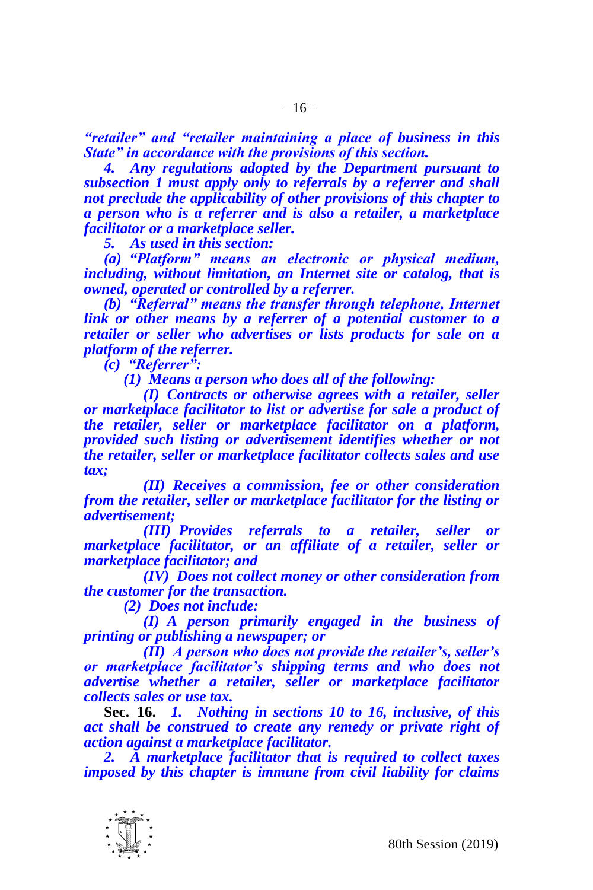***"retailer" and "retailer maintaining a place of business in this State" in accordance with the provisions of this section.***

***4. Any regulations adopted by the Department pursuant to subsection 1 must apply only to referrals by a referrer and shall not preclude the applicability of other provisions of this chapter to a person who is a referrer and is also a retailer, a marketplace facilitator or a marketplace seller.***

***5. As used in this section:***

***(a) "Platform" means an electronic or physical medium, including, without limitation, an Internet site or catalog, that is owned, operated or controlled by a referrer.***

***(b) "Referral" means the transfer through telephone, Internet link or other means by a referrer of a potential customer to a retailer or seller who advertises or lists products for sale on a platform of the referrer.***

***(c) "Referrer":***

***(1) Means a person who does all of the following:***

***(I) Contracts or otherwise agrees with a retailer, seller or marketplace facilitator to list or advertise for sale a product of the retailer, seller or marketplace facilitator on a platform, provided such listing or advertisement identifies whether or not the retailer, seller or marketplace facilitator collects sales and use tax;***

***(II) Receives a commission, fee or other consideration from the retailer, seller or marketplace facilitator for the listing or advertisement;***

***(III) Provides referrals to a retailer, seller or marketplace facilitator, or an affiliate of a retailer, seller or marketplace facilitator; and***

***(IV) Does not collect money or other consideration from the customer for the transaction.***

***(2) Does not include:***

***(I) A person primarily engaged in the business of printing or publishing a newspaper; or***

***(II) A person who does not provide the retailer's, seller's or marketplace facilitator's shipping terms and who does not advertise whether a retailer, seller or marketplace facilitator collects sales or use tax.***

**Sec. 16.** ***1. Nothing in sections 10 to 16, inclusive, of this act shall be construed to create any remedy or private right of action against a marketplace facilitator.***

***2. A marketplace facilitator that is required to collect taxes imposed by this chapter is immune from civil liability for claims***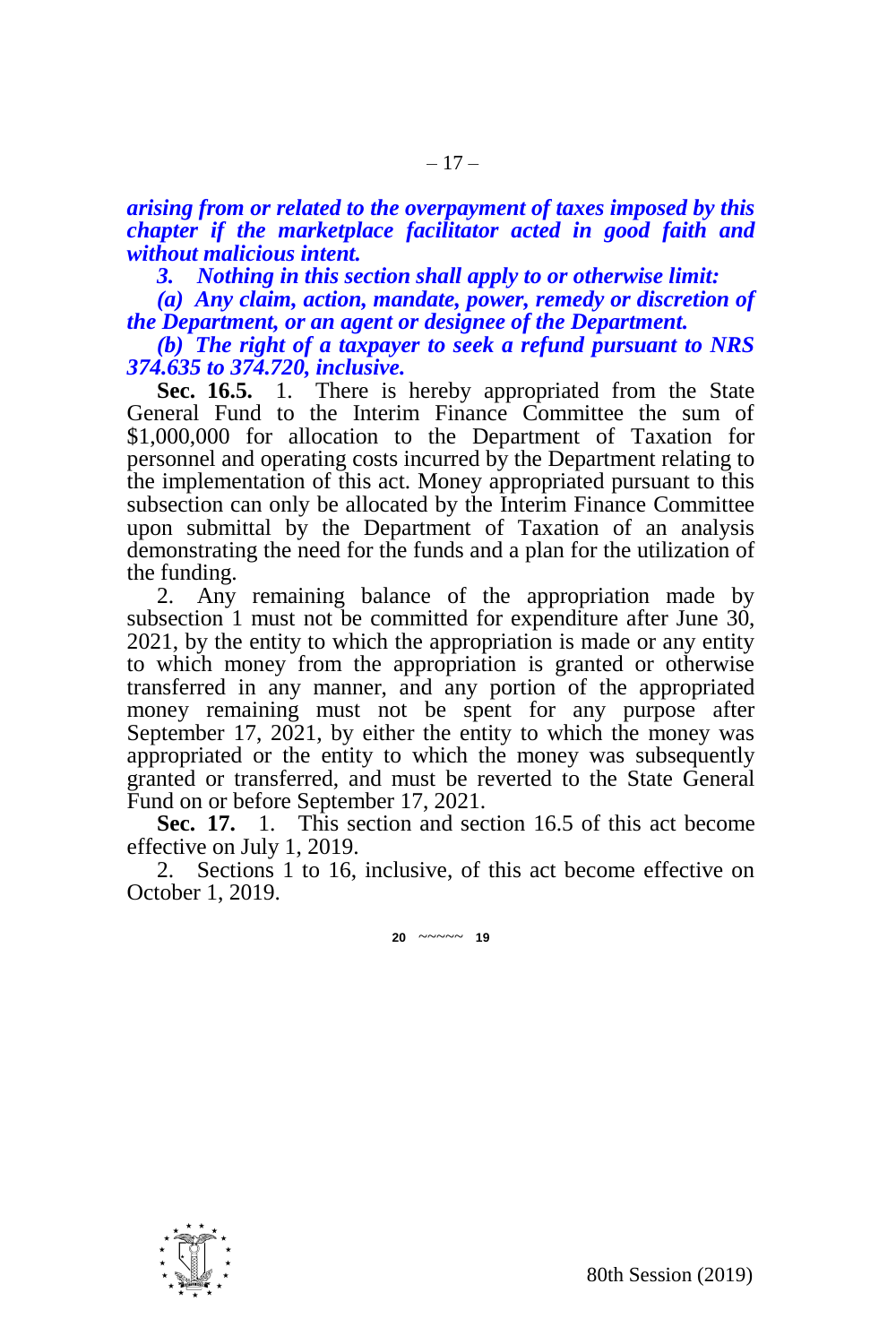***arising from or related to the overpayment of taxes imposed by this chapter if the marketplace facilitator acted in good faith and without malicious intent.***

***3. Nothing in this section shall apply to or otherwise limit:***

***(a) Any claim, action, mandate, power, remedy or discretion of the Department, or an agent or designee of the Department.***

***(b) The right of a taxpayer to seek a refund pursuant to NRS 374.635 to 374.720, inclusive.***

**Sec. 16.5.** 1. There is hereby appropriated from the State General Fund to the Interim Finance Committee the sum of $1,000,000 for allocation to the Department of Taxation for personnel and operating costs incurred by the Department relating to the implementation of this act. Money appropriated pursuant to this subsection can only be allocated by the Interim Finance Committee upon submittal by the Department of Taxation of an analysis demonstrating the need for the funds and a plan for the utilization of the funding.

2. Any remaining balance of the appropriation made by subsection 1 must not be committed for expenditure after June 30, 2021, by the entity to which the appropriation is made or any entity to which money from the appropriation is granted or otherwise transferred in any manner, and any portion of the appropriated money remaining must not be spent for any purpose after September 17, 2021, by either the entity to which the money was appropriated or the entity to which the money was subsequently granted or transferred, and must be reverted to the State General Fund on or before September 17, 2021.

**Sec. 17.** 1. This section and section 16.5 of this act become effective on July 1, 2019.

2. Sections 1 to 16, inclusive, of this act become effective on October 1, 2019.

**20** ~~~~~ **19**